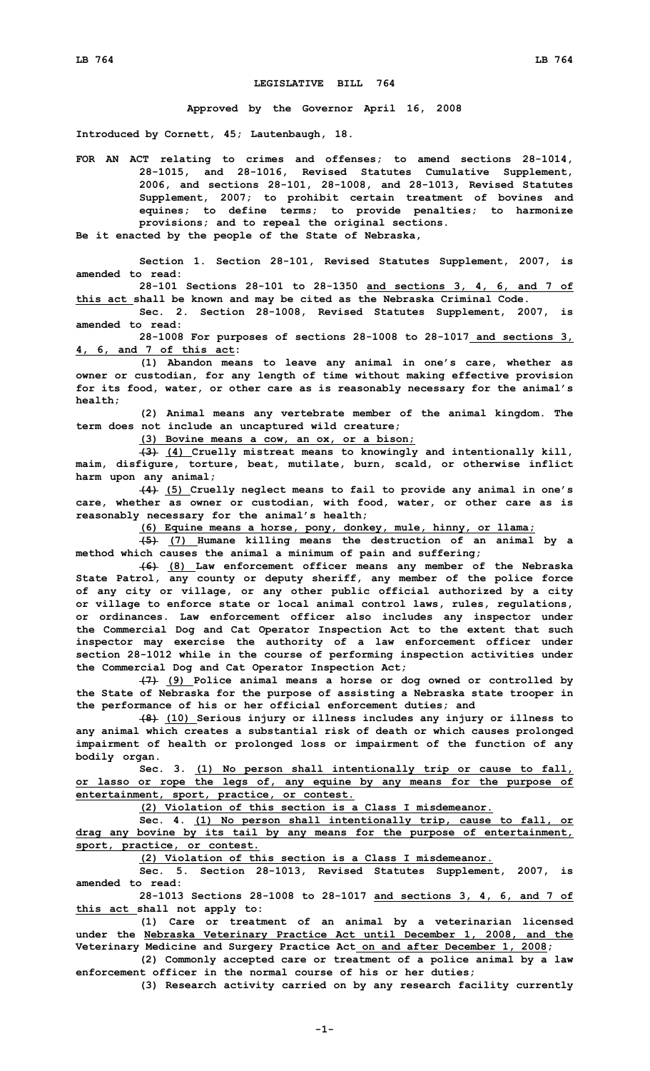# LEGISLATIVE BILL 764

**Approved by the Governor April 16, 2008**

**Introduced by Cornett, 45; Lautenbaugh, 18.**

**FOR AN ACT relating to crimes and offenses; to amend sections 28-1014, 28-1015, and 28-1016, Revised Statutes Cumulative Supplement, 2006, and sections 28-101, 28-1008, and 28-1013, Revised Statutes Supplement, 2007; to prohibit certain treatment of bovines and equines; to define terms; to provide penalties; to harmonize provisions; and to repeal the original sections.**

**Be it enacted by the people of the State of Nebraska,**

**Section 1. Section 28-101, Revised Statutes Supplement, 2007, is amended to read:**

**28-101 Sections 28-101 to 28-1350 <u>and sections 3, 4, 6, and 7 of this act</u> shall be known and may be cited as the Nebraska Criminal Code.**

**Sec. 2. Section 28-1008, Revised Statutes Supplement, 2007, is amended to read:**

**28-1008 For purposes of sections 28-1008 to 28-1017<u> and sections 3, 4, 6, and 7 of this act</u>:**

**(1) Abandon means to leave any animal in one's care, whether as owner or custodian, for any length of time without making effective provision for its food, water, or other care as is reasonably necessary for the animal's health;**

**(2) Animal means any vertebrate member of the animal kingdom. The term does not include an uncaptured wild creature;**

**<u>(3) Bovine means a cow, an ox, or a bison;</u>**

**~~(3)~~ <u>(4)</u> Cruelly mistreat means to knowingly and intentionally kill, maim, disfigure, torture, beat, mutilate, burn, scald, or otherwise inflict harm upon any animal;**

**~~(4)~~ <u>(5)</u> Cruelly neglect means to fail to provide any animal in one's care, whether as owner or custodian, with food, water, or other care as is reasonably necessary for the animal's health;**

**<u>(6) Equine means a horse, pony, donkey, mule, hinny, or llama;</u>**

**~~(5)~~ <u>(7)</u> Humane killing means the destruction of an animal by a method which causes the animal a minimum of pain and suffering;**

**~~(6)~~ <u>(8)</u> Law enforcement officer means any member of the Nebraska State Patrol, any county or deputy sheriff, any member of the police force of any city or village, or any other public official authorized by a city or village to enforce state or local animal control laws, rules, regulations, or ordinances. Law enforcement officer also includes any inspector under the Commercial Dog and Cat Operator Inspection Act to the extent that such inspector may exercise the authority of a law enforcement officer under section 28-1012 while in the course of performing inspection activities under the Commercial Dog and Cat Operator Inspection Act;**

**~~(7)~~ <u>(9)</u> Police animal means a horse or dog owned or controlled by the State of Nebraska for the purpose of assisting a Nebraska state trooper in the performance of his or her official enforcement duties; and**

**~~(8)~~ <u>(10)</u> Serious injury or illness includes any injury or illness to any animal which creates a substantial risk of death or which causes prolonged impairment of health or prolonged loss or impairment of the function of any bodily organ.**

**Sec. 3. <u>(1) No person shall intentionally trip or cause to fall, or lasso or rope the legs of, any equine by any means for the purpose of entertainment, sport, practice, or contest.</u>**

**<u>(2) Violation of this section is a Class I misdemeanor.</u>**

**Sec. 4. <u>(1) No person shall intentionally trip, cause to fall, or drag any bovine by its tail by any means for the purpose of entertainment, sport, practice, or contest.</u>**

**<u>(2) Violation of this section is a Class I misdemeanor.</u>**

**Sec. 5. Section 28-1013, Revised Statutes Supplement, 2007, is amended to read:**

**28-1013 Sections 28-1008 to 28-1017 <u>and sections 3, 4, 6, and 7 of this act</u> shall not apply to:**

**(1) Care or treatment of an animal by a veterinarian licensed under the <u>Nebraska Veterinary Practice Act until December 1, 2008, and the</u> Veterinary Medicine and Surgery Practice Act<u> on and after December 1, 2008</u>;**

**(2) Commonly accepted care or treatment of a police animal by a law enforcement officer in the normal course of his or her duties;**

**(3) Research activity carried on by any research facility currently**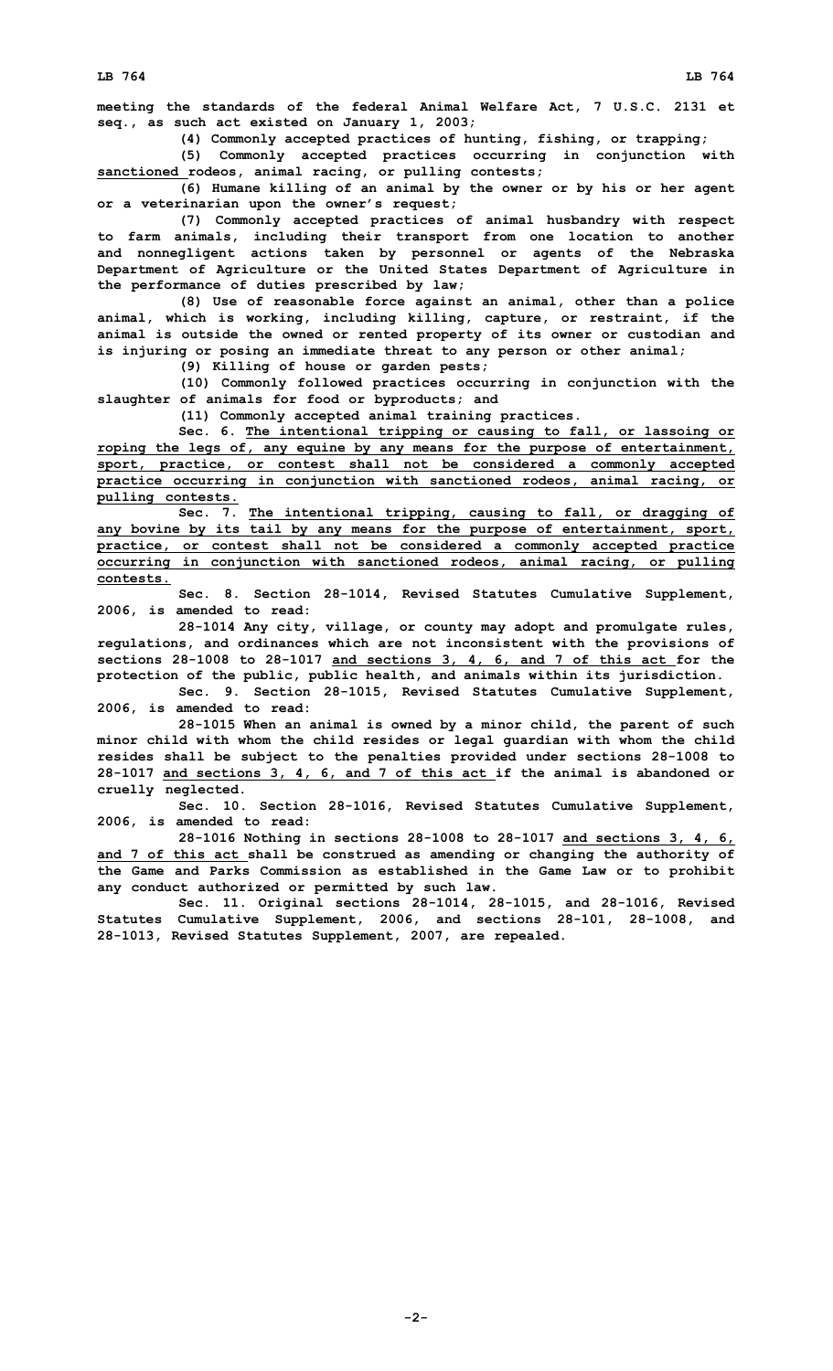meeting the standards of the federal Animal Welfare Act, 7 U.S.C. 2131 et seq., as such act existed on January 1, 2003;

(4) Commonly accepted practices of hunting, fishing, or trapping;

(5) Commonly accepted practices occurring in conjunction with sanctioned rodeos, animal racing, or pulling contests;

(6) Humane killing of an animal by the owner or by his or her agent or a veterinarian upon the owner's request;

(7) Commonly accepted practices of animal husbandry with respect to farm animals, including their transport from one location to another and nonnegligent actions taken by personnel or agents of the Nebraska Department of Agriculture or the United States Department of Agriculture in the performance of duties prescribed by law;

(8) Use of reasonable force against an animal, other than a police animal, which is working, including killing, capture, or restraint, if the animal is outside the owned or rented property of its owner or custodian and is injuring or posing an immediate threat to any person or other animal;

(9) Killing of house or garden pests;

(10) Commonly followed practices occurring in conjunction with the slaughter of animals for food or byproducts; and

(11) Commonly accepted animal training practices.

Sec. 6. The intentional tripping or causing to fall, or lassoing or roping the legs of, any equine by any means for the purpose of entertainment, sport, practice, or contest shall not be considered a commonly accepted practice occurring in conjunction with sanctioned rodeos, animal racing, or pulling contests.

Sec. 7. The intentional tripping, causing to fall, or dragging of any bovine by its tail by any means for the purpose of entertainment, sport, practice, or contest shall not be considered a commonly accepted practice occurring in conjunction with sanctioned rodeos, animal racing, or pulling contests.

Sec. 8. Section 28-1014, Revised Statutes Cumulative Supplement, 2006, is amended to read:

28-1014 Any city, village, or county may adopt and promulgate rules, regulations, and ordinances which are not inconsistent with the provisions of sections 28-1008 to 28-1017 and sections 3, 4, 6, and 7 of this act for the protection of the public, public health, and animals within its jurisdiction.

Sec. 9. Section 28-1015, Revised Statutes Cumulative Supplement, 2006, is amended to read:

28-1015 When an animal is owned by a minor child, the parent of such minor child with whom the child resides or legal guardian with whom the child resides shall be subject to the penalties provided under sections 28-1008 to 28-1017 and sections 3, 4, 6, and 7 of this act if the animal is abandoned or cruelly neglected.

Sec. 10. Section 28-1016, Revised Statutes Cumulative Supplement, 2006, is amended to read:

28-1016 Nothing in sections 28-1008 to 28-1017 and sections 3, 4, 6, and 7 of this act shall be construed as amending or changing the authority of the Game and Parks Commission as established in the Game Law or to prohibit any conduct authorized or permitted by such law.

Sec. 11. Original sections 28-1014, 28-1015, and 28-1016, Revised Statutes Cumulative Supplement, 2006, and sections 28-101, 28-1008, and 28-1013, Revised Statutes Supplement, 2007, are repealed.